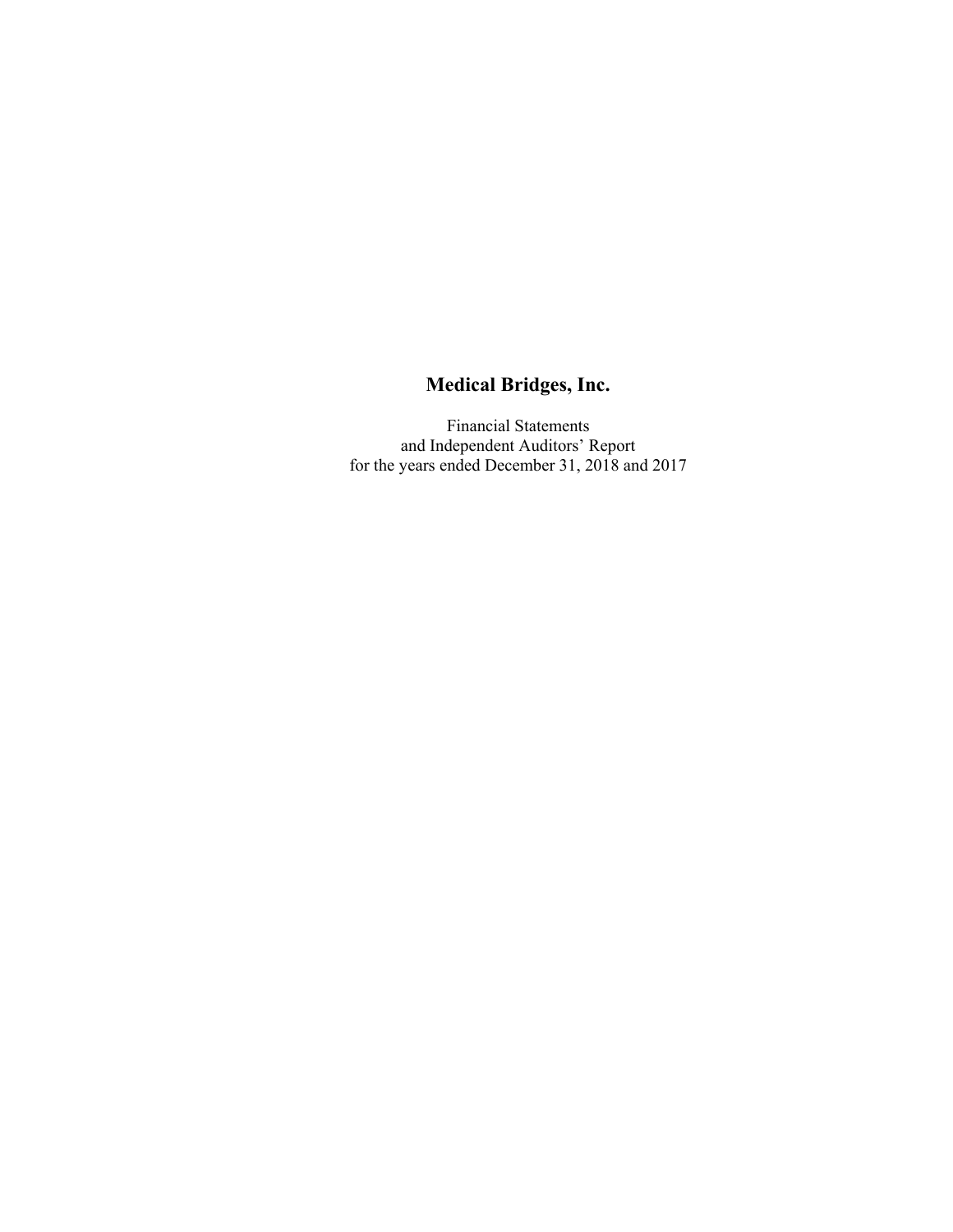# Medical Bridges, Inc.

Financial Statements
and Independent Auditors' Report
for the years ended December 31, 2018 and 2017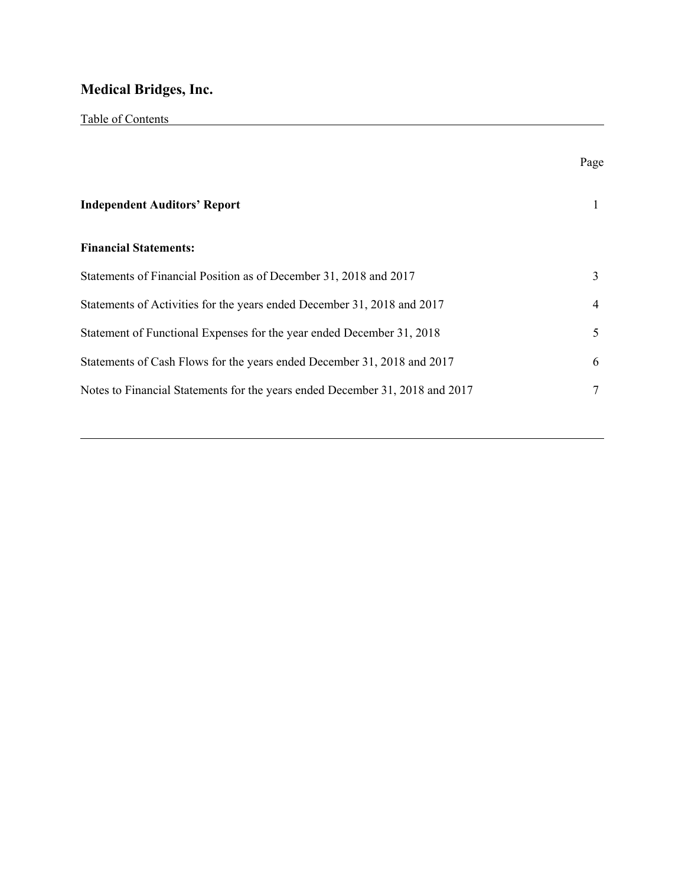# Medical Bridges, Inc.

Table of Contents

| | Page |
|---|---|
| **Independent Auditors' Report** | 1 |
| **Financial Statements:** | |
| Statements of Financial Position as of December 31, 2018 and 2017 | 3 |
| Statements of Activities for the years ended December 31, 2018 and 2017 | 4 |
| Statement of Functional Expenses for the year ended December 31, 2018 | 5 |
| Statements of Cash Flows for the years ended December 31, 2018 and 2017 | 6 |
| Notes to Financial Statements for the years ended December 31, 2018 and 2017 | 7 |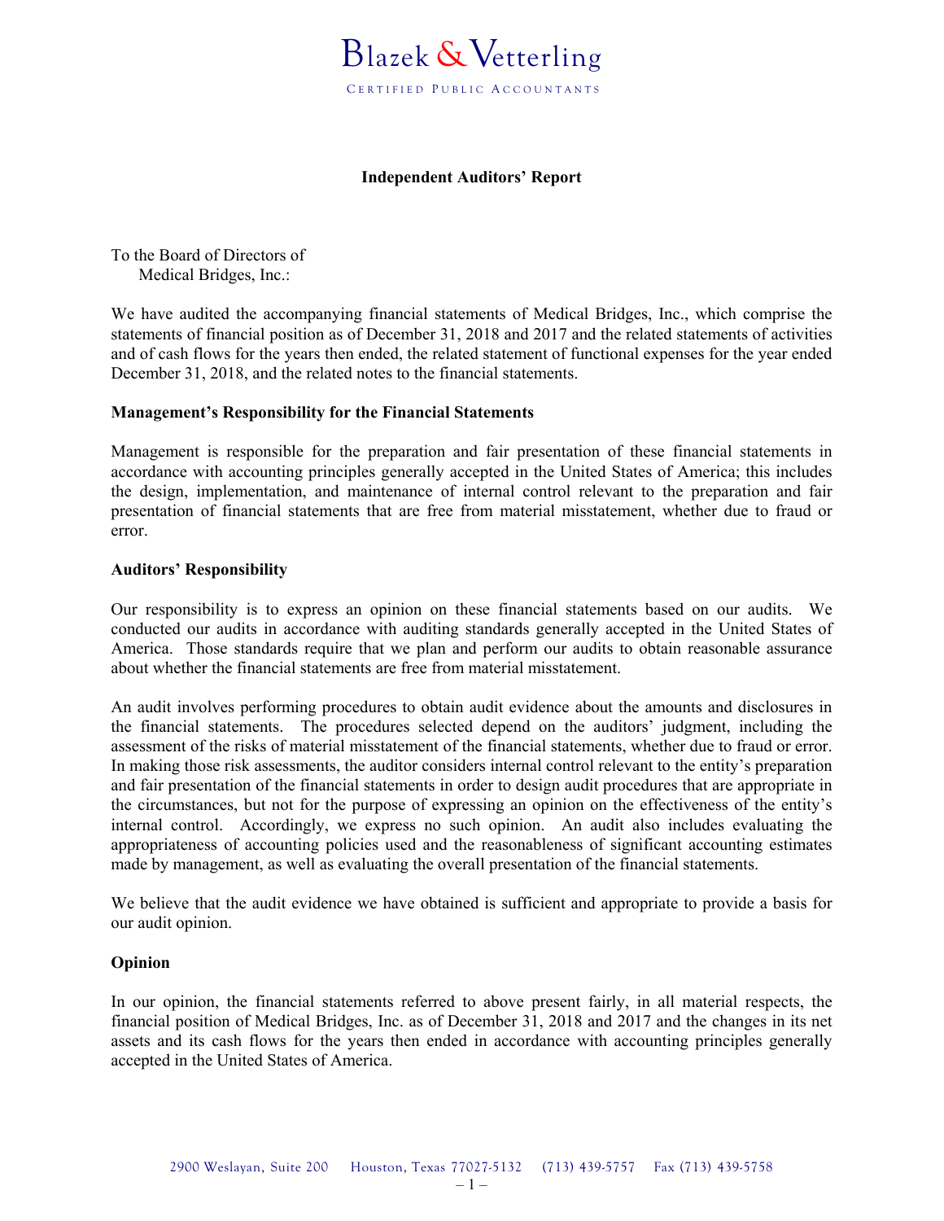Blazek & Vetterling

CERTIFIED PUBLIC ACCOUNTANTS

## Independent Auditors' Report

To the Board of Directors of
Medical Bridges, Inc.:

We have audited the accompanying financial statements of Medical Bridges, Inc., which comprise the statements of financial position as of December 31, 2018 and 2017 and the related statements of activities and of cash flows for the years then ended, the related statement of functional expenses for the year ended December 31, 2018, and the related notes to the financial statements.

### Management's Responsibility for the Financial Statements

Management is responsible for the preparation and fair presentation of these financial statements in accordance with accounting principles generally accepted in the United States of America; this includes the design, implementation, and maintenance of internal control relevant to the preparation and fair presentation of financial statements that are free from material misstatement, whether due to fraud or error.

### Auditors' Responsibility

Our responsibility is to express an opinion on these financial statements based on our audits. We conducted our audits in accordance with auditing standards generally accepted in the United States of America. Those standards require that we plan and perform our audits to obtain reasonable assurance about whether the financial statements are free from material misstatement.

An audit involves performing procedures to obtain audit evidence about the amounts and disclosures in the financial statements. The procedures selected depend on the auditors' judgment, including the assessment of the risks of material misstatement of the financial statements, whether due to fraud or error. In making those risk assessments, the auditor considers internal control relevant to the entity's preparation and fair presentation of the financial statements in order to design audit procedures that are appropriate in the circumstances, but not for the purpose of expressing an opinion on the effectiveness of the entity's internal control. Accordingly, we express no such opinion. An audit also includes evaluating the appropriateness of accounting policies used and the reasonableness of significant accounting estimates made by management, as well as evaluating the overall presentation of the financial statements.

We believe that the audit evidence we have obtained is sufficient and appropriate to provide a basis for our audit opinion.

### Opinion

In our opinion, the financial statements referred to above present fairly, in all material respects, the financial position of Medical Bridges, Inc. as of December 31, 2018 and 2017 and the changes in its net assets and its cash flows for the years then ended in accordance with accounting principles generally accepted in the United States of America.

2900 Weslayan, Suite 200 Houston, Texas 77027-5132 (713) 439-5757 Fax (713) 439-5758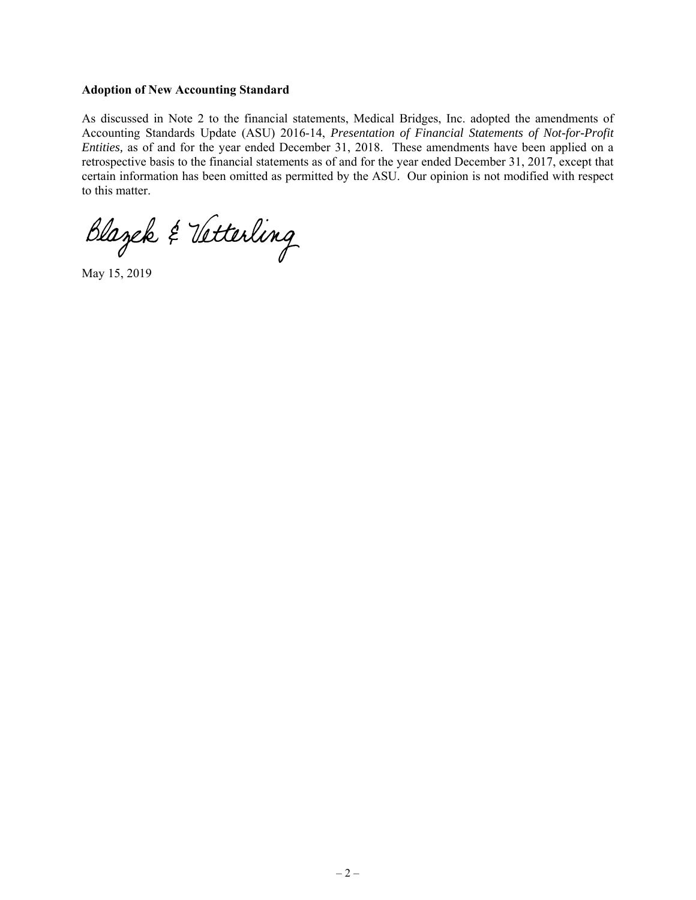**Adoption of New Accounting Standard**

As discussed in Note 2 to the financial statements, Medical Bridges, Inc. adopted the amendments of Accounting Standards Update (ASU) 2016-14, *Presentation of Financial Statements of Not-for-Profit Entities,* as of and for the year ended December 31, 2018. These amendments have been applied on a retrospective basis to the financial statements as of and for the year ended December 31, 2017, except that certain information has been omitted as permitted by the ASU. Our opinion is not modified with respect to this matter.

Blazek & Vetterling

May 15, 2019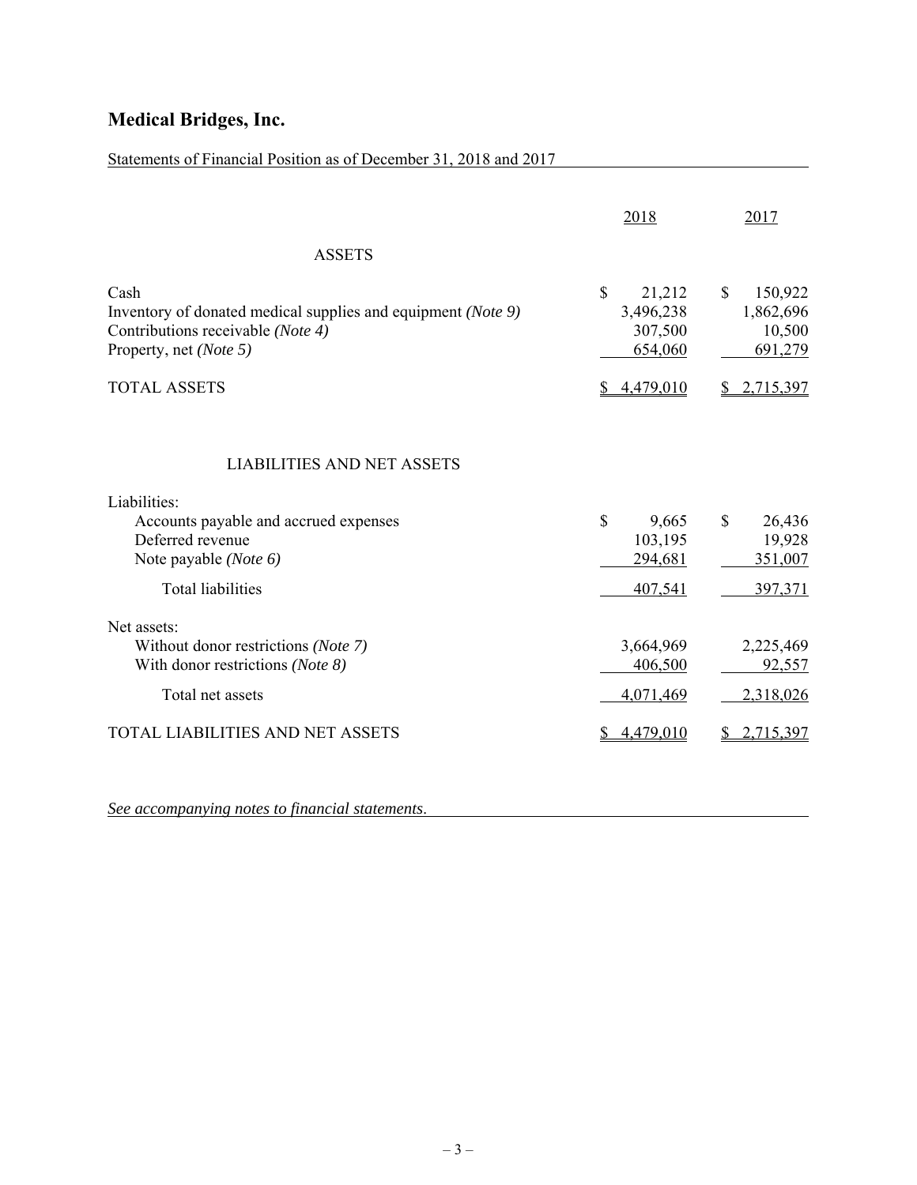# Medical Bridges, Inc.

Statements of Financial Position as of December 31, 2018 and 2017

| | 2018 | 2017 |
|---|---|---|
| **ASSETS** | | |
| Cash | $ 21,212 | $ 150,922 |
| Inventory of donated medical supplies and equipment *(Note 9)* | 3,496,238 | 1,862,696 |
| Contributions receivable *(Note 4)* | 307,500 | 10,500 |
| Property, net *(Note 5)* | 654,060 | 691,279 |
| TOTAL ASSETS | $ 4,479,010 | $ 2,715,397 |
| **LIABILITIES AND NET ASSETS** | | |
| Liabilities: | | |
| Accounts payable and accrued expenses | $ 9,665 | $ 26,436 |
| Deferred revenue | 103,195 | 19,928 |
| Note payable *(Note 6)* | 294,681 | 351,007 |
| Total liabilities | 407,541 | 397,371 |
| Net assets: | | |
| Without donor restrictions *(Note 7)* | 3,664,969 | 2,225,469 |
| With donor restrictions *(Note 8)* | 406,500 | 92,557 |
| Total net assets | 4,071,469 | 2,318,026 |
| TOTAL LIABILITIES AND NET ASSETS | $ 4,479,010 | $ 2,715,397 |

*See accompanying notes to financial statements.*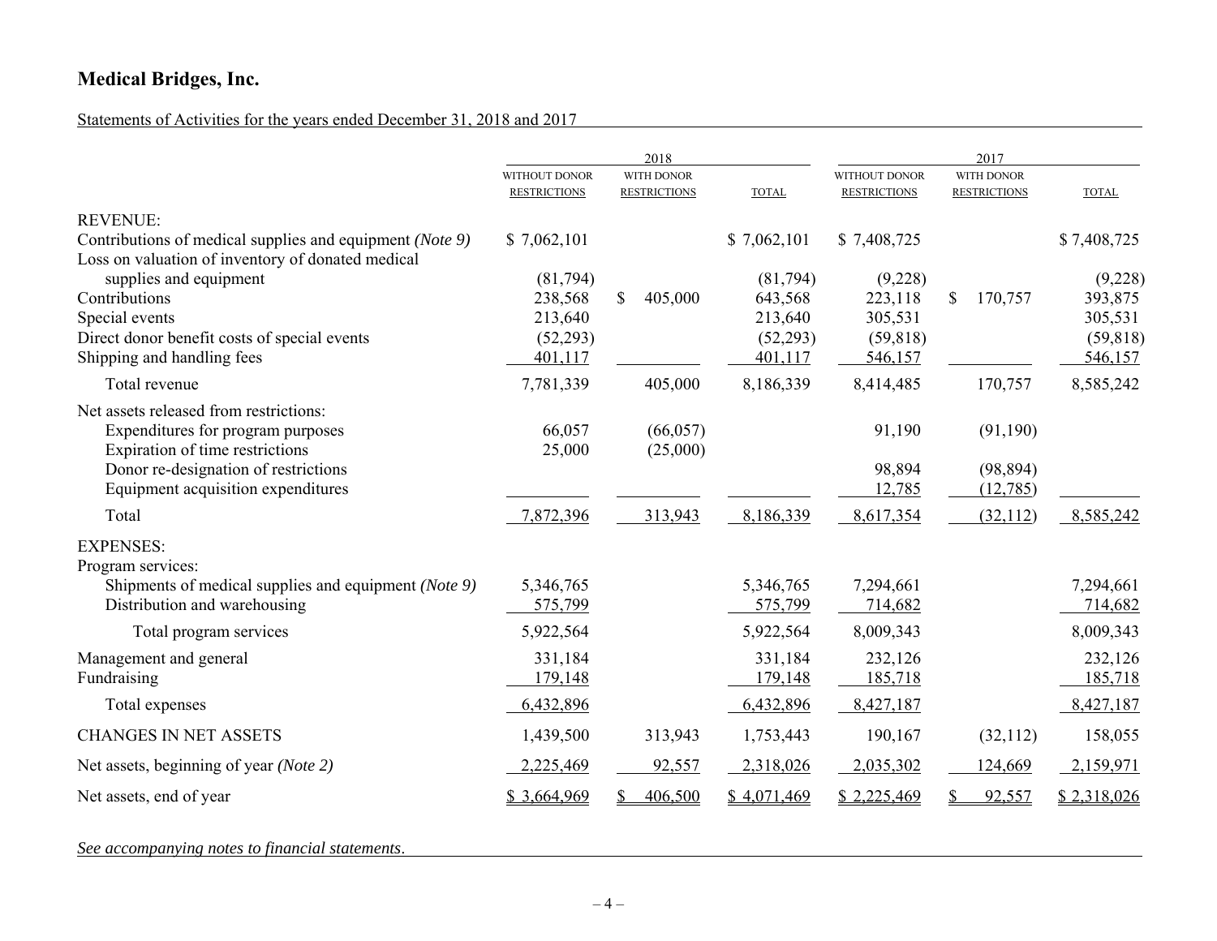# Medical Bridges, Inc.

Statements of Activities for the years ended December 31, 2018 and 2017

| | 2018 | | | 2017 | | |
|---|---|---|---|---|---|---|
| | WITHOUT DONOR RESTRICTIONS | WITH DONOR RESTRICTIONS | TOTAL | WITHOUT DONOR RESTRICTIONS | WITH DONOR RESTRICTIONS | TOTAL |
| REVENUE: | | | | | | |
| Contributions of medical supplies and equipment *(Note 9)* | $ 7,062,101 | | $ 7,062,101 | $ 7,408,725 | | $ 7,408,725 |
| Loss on valuation of inventory of donated medical supplies and equipment | (81,794) | | (81,794) | (9,228) | | (9,228) |
| Contributions | 238,568 | $ 405,000 | 643,568 | 223,118 | $ 170,757 | 393,875 |
| Special events | 213,640 | | 213,640 | 305,531 | | 305,531 |
| Direct donor benefit costs of special events | (52,293) | | (52,293) | (59,818) | | (59,818) |
| Shipping and handling fees | 401,117 | | 401,117 | 546,157 | | 546,157 |
| Total revenue | 7,781,339 | 405,000 | 8,186,339 | 8,414,485 | 170,757 | 8,585,242 |
| Net assets released from restrictions: | | | | | | |
| Expenditures for program purposes | 66,057 | (66,057) | | 91,190 | (91,190) | |
| Expiration of time restrictions | 25,000 | (25,000) | | | | |
| Donor re-designation of restrictions | | | | 98,894 | (98,894) | |
| Equipment acquisition expenditures | | | | 12,785 | (12,785) | |
| Total | 7,872,396 | 313,943 | 8,186,339 | 8,617,354 | (32,112) | 8,585,242 |
| EXPENSES: | | | | | | |
| Program services: | | | | | | |
| Shipments of medical supplies and equipment *(Note 9)* | 5,346,765 | | 5,346,765 | 7,294,661 | | 7,294,661 |
| Distribution and warehousing | 575,799 | | 575,799 | 714,682 | | 714,682 |
| Total program services | 5,922,564 | | 5,922,564 | 8,009,343 | | 8,009,343 |
| Management and general | 331,184 | | 331,184 | 232,126 | | 232,126 |
| Fundraising | 179,148 | | 179,148 | 185,718 | | 185,718 |
| Total expenses | 6,432,896 | | 6,432,896 | 8,427,187 | | 8,427,187 |
| CHANGES IN NET ASSETS | 1,439,500 | 313,943 | 1,753,443 | 190,167 | (32,112) | 158,055 |
| Net assets, beginning of year *(Note 2)* | 2,225,469 | 92,557 | 2,318,026 | 2,035,302 | 124,669 | 2,159,971 |
| Net assets, end of year | $ 3,664,969 | $ 406,500 | $ 4,071,469 | $ 2,225,469 | $ 92,557 | $ 2,318,026 |

*See accompanying notes to financial statements.*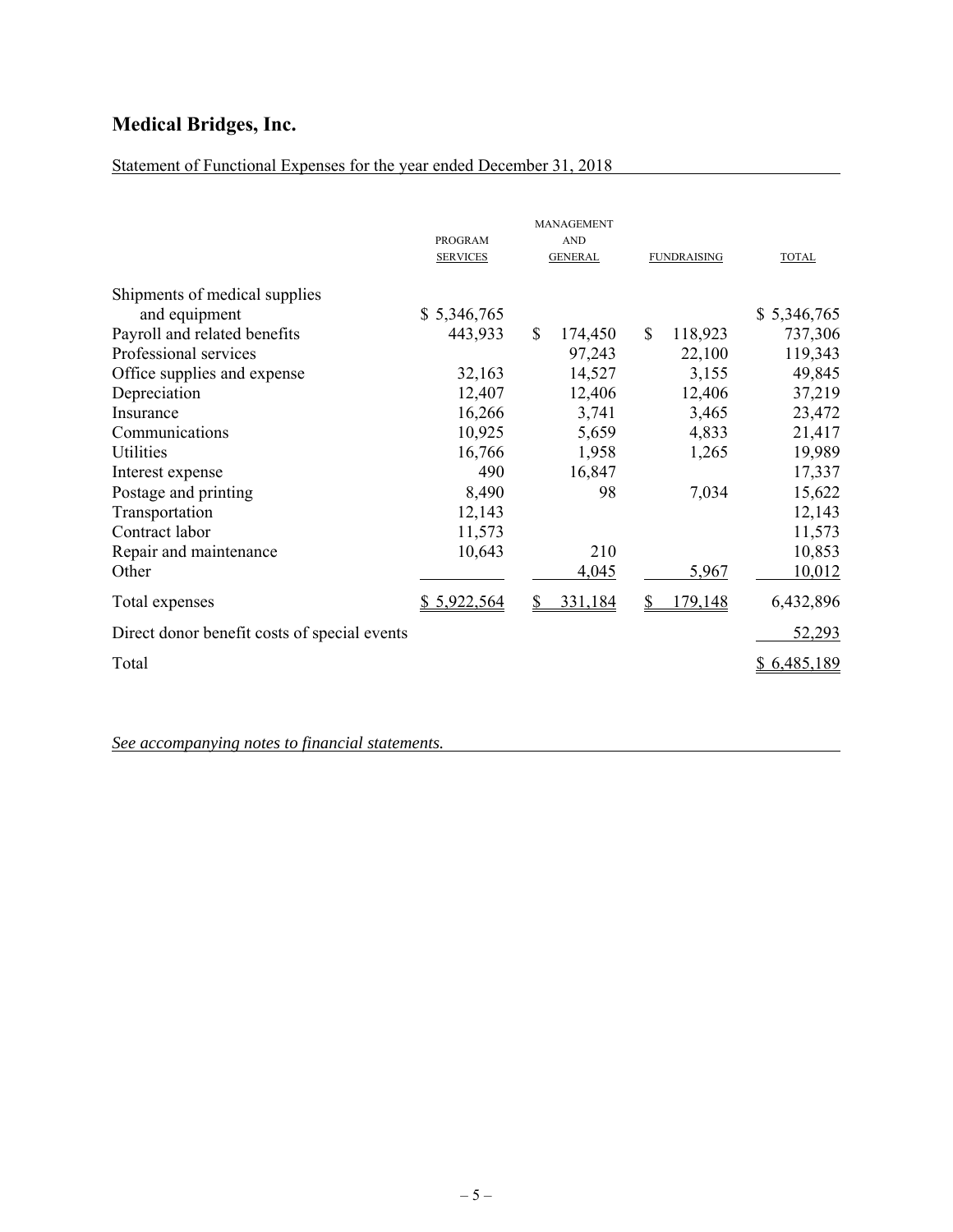# Medical Bridges, Inc.

Statement of Functional Expenses for the year ended December 31, 2018

| | PROGRAM SERVICES | MANAGEMENT AND GENERAL | FUNDRAISING | TOTAL |
|---|---|---|---|---|
| Shipments of medical supplies and equipment | $ 5,346,765 | | | $ 5,346,765 |
| Payroll and related benefits | 443,933 | $ 174,450 | $ 118,923 | 737,306 |
| Professional services | | 97,243 | 22,100 | 119,343 |
| Office supplies and expense | 32,163 | 14,527 | 3,155 | 49,845 |
| Depreciation | 12,407 | 12,406 | 12,406 | 37,219 |
| Insurance | 16,266 | 3,741 | 3,465 | 23,472 |
| Communications | 10,925 | 5,659 | 4,833 | 21,417 |
| Utilities | 16,766 | 1,958 | 1,265 | 19,989 |
| Interest expense | 490 | 16,847 | | 17,337 |
| Postage and printing | 8,490 | 98 | 7,034 | 15,622 |
| Transportation | 12,143 | | | 12,143 |
| Contract labor | 11,573 | | | 11,573 |
| Repair and maintenance | 10,643 | 210 | | 10,853 |
| Other | | 4,045 | 5,967 | 10,012 |
| Total expenses | $ 5,922,564 | $ 331,184 | $ 179,148 | 6,432,896 |
| Direct donor benefit costs of special events | | | | 52,293 |
| Total | | | | $ 6,485,189 |

*See accompanying notes to financial statements.*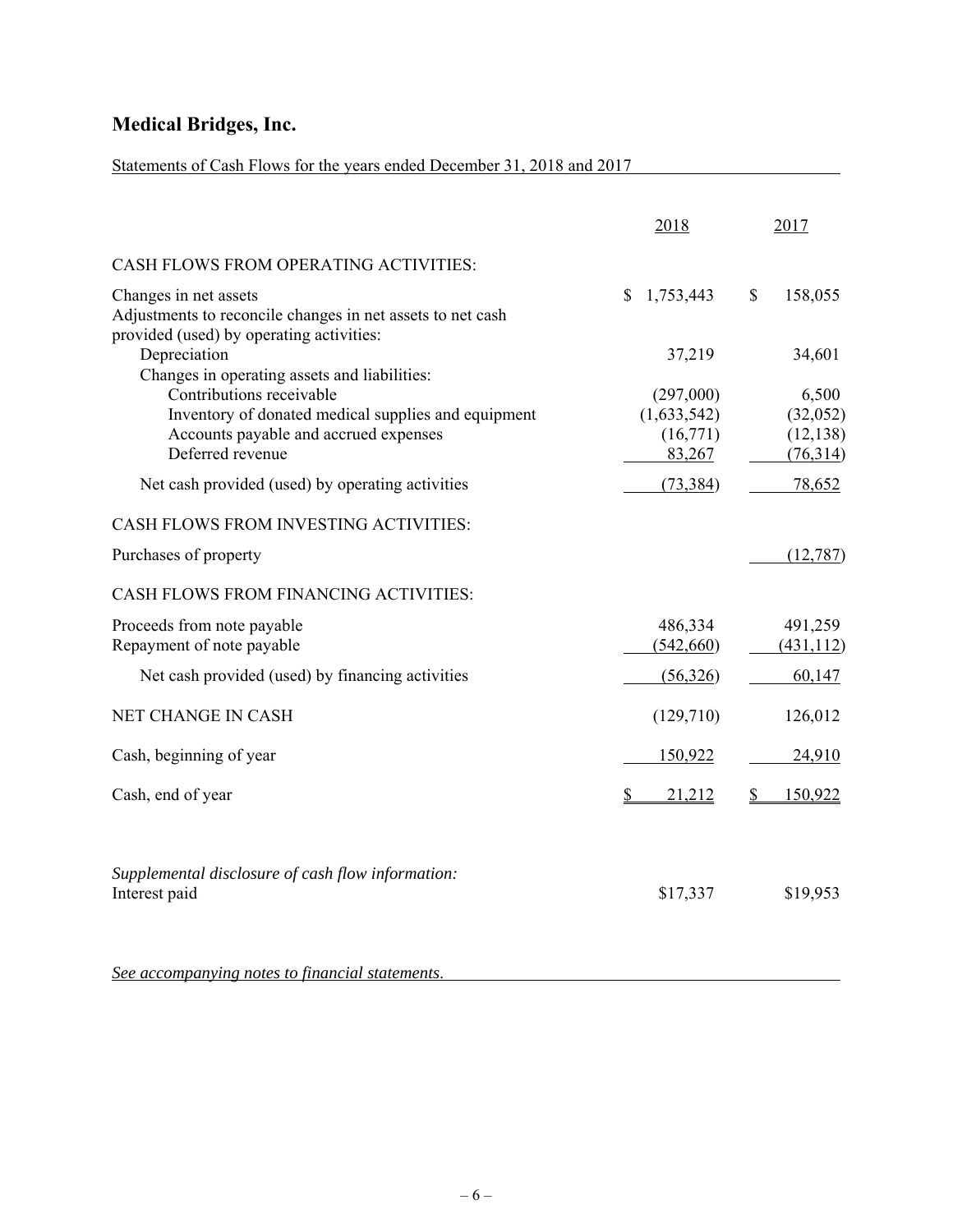# Medical Bridges, Inc.

Statements of Cash Flows for the years ended December 31, 2018 and 2017

| | 2018 | 2017 |
|---|---|---|
| CASH FLOWS FROM OPERATING ACTIVITIES: | | |
| Changes in net assets | $ 1,753,443 | $ 158,055 |
| Adjustments to reconcile changes in net assets to net cash provided (used) by operating activities: | | |
| Depreciation | 37,219 | 34,601 |
| Changes in operating assets and liabilities: | | |
| Contributions receivable | (297,000) | 6,500 |
| Inventory of donated medical supplies and equipment | (1,633,542) | (32,052) |
| Accounts payable and accrued expenses | (16,771) | (12,138) |
| Deferred revenue | 83,267 | (76,314) |
| Net cash provided (used) by operating activities | (73,384) | 78,652 |
| CASH FLOWS FROM INVESTING ACTIVITIES: | | |
| Purchases of property | | (12,787) |
| CASH FLOWS FROM FINANCING ACTIVITIES: | | |
| Proceeds from note payable | 486,334 | 491,259 |
| Repayment of note payable | (542,660) | (431,112) |
| Net cash provided (used) by financing activities | (56,326) | 60,147 |
| NET CHANGE IN CASH | (129,710) | 126,012 |
| Cash, beginning of year | 150,922 | 24,910 |
| Cash, end of year | $ 21,212 | $ 150,922 |

*Supplemental disclosure of cash flow information:*

| | 2018 | 2017 |
|---|---|---|
| Interest paid | $17,337 | $19,953 |

*See accompanying notes to financial statements.*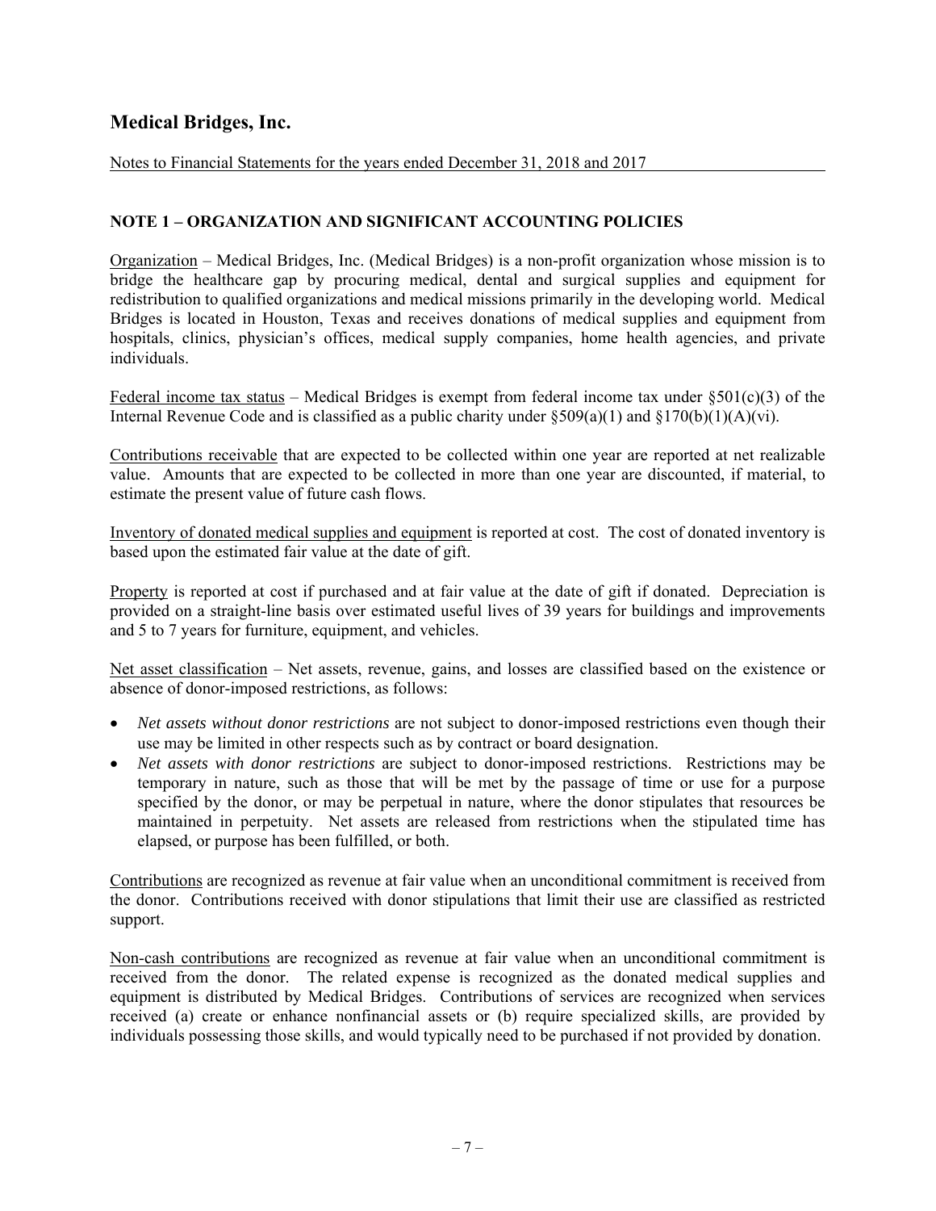# Medical Bridges, Inc.

Notes to Financial Statements for the years ended December 31, 2018 and 2017

## NOTE 1 – ORGANIZATION AND SIGNIFICANT ACCOUNTING POLICIES

Organization – Medical Bridges, Inc. (Medical Bridges) is a non-profit organization whose mission is to bridge the healthcare gap by procuring medical, dental and surgical supplies and equipment for redistribution to qualified organizations and medical missions primarily in the developing world. Medical Bridges is located in Houston, Texas and receives donations of medical supplies and equipment from hospitals, clinics, physician's offices, medical supply companies, home health agencies, and private individuals.

Federal income tax status – Medical Bridges is exempt from federal income tax under §501(c)(3) of the Internal Revenue Code and is classified as a public charity under §509(a)(1) and §170(b)(1)(A)(vi).

Contributions receivable that are expected to be collected within one year are reported at net realizable value. Amounts that are expected to be collected in more than one year are discounted, if material, to estimate the present value of future cash flows.

Inventory of donated medical supplies and equipment is reported at cost. The cost of donated inventory is based upon the estimated fair value at the date of gift.

Property is reported at cost if purchased and at fair value at the date of gift if donated. Depreciation is provided on a straight-line basis over estimated useful lives of 39 years for buildings and improvements and 5 to 7 years for furniture, equipment, and vehicles.

Net asset classification – Net assets, revenue, gains, and losses are classified based on the existence or absence of donor-imposed restrictions, as follows:

- *Net assets without donor restrictions* are not subject to donor-imposed restrictions even though their use may be limited in other respects such as by contract or board designation.
- *Net assets with donor restrictions* are subject to donor-imposed restrictions. Restrictions may be temporary in nature, such as those that will be met by the passage of time or use for a purpose specified by the donor, or may be perpetual in nature, where the donor stipulates that resources be maintained in perpetuity. Net assets are released from restrictions when the stipulated time has elapsed, or purpose has been fulfilled, or both.

Contributions are recognized as revenue at fair value when an unconditional commitment is received from the donor. Contributions received with donor stipulations that limit their use are classified as restricted support.

Non-cash contributions are recognized as revenue at fair value when an unconditional commitment is received from the donor. The related expense is recognized as the donated medical supplies and equipment is distributed by Medical Bridges. Contributions of services are recognized when services received (a) create or enhance nonfinancial assets or (b) require specialized skills, are provided by individuals possessing those skills, and would typically need to be purchased if not provided by donation.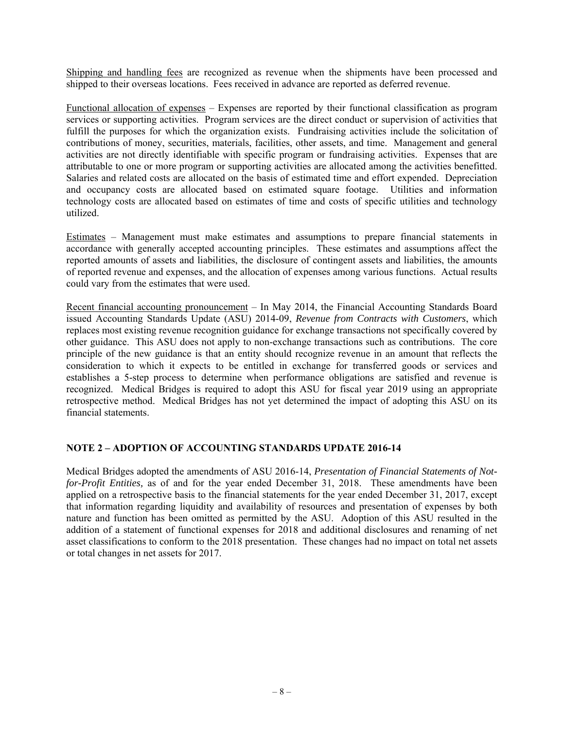Shipping and handling fees are recognized as revenue when the shipments have been processed and shipped to their overseas locations. Fees received in advance are reported as deferred revenue.

Functional allocation of expenses – Expenses are reported by their functional classification as program services or supporting activities. Program services are the direct conduct or supervision of activities that fulfill the purposes for which the organization exists. Fundraising activities include the solicitation of contributions of money, securities, materials, facilities, other assets, and time. Management and general activities are not directly identifiable with specific program or fundraising activities. Expenses that are attributable to one or more program or supporting activities are allocated among the activities benefitted. Salaries and related costs are allocated on the basis of estimated time and effort expended. Depreciation and occupancy costs are allocated based on estimated square footage. Utilities and information technology costs are allocated based on estimates of time and costs of specific utilities and technology utilized.

Estimates – Management must make estimates and assumptions to prepare financial statements in accordance with generally accepted accounting principles. These estimates and assumptions affect the reported amounts of assets and liabilities, the disclosure of contingent assets and liabilities, the amounts of reported revenue and expenses, and the allocation of expenses among various functions. Actual results could vary from the estimates that were used.

Recent financial accounting pronouncement – In May 2014, the Financial Accounting Standards Board issued Accounting Standards Update (ASU) 2014-09, *Revenue from Contracts with Customers*, which replaces most existing revenue recognition guidance for exchange transactions not specifically covered by other guidance. This ASU does not apply to non-exchange transactions such as contributions. The core principle of the new guidance is that an entity should recognize revenue in an amount that reflects the consideration to which it expects to be entitled in exchange for transferred goods or services and establishes a 5-step process to determine when performance obligations are satisfied and revenue is recognized. Medical Bridges is required to adopt this ASU for fiscal year 2019 using an appropriate retrospective method. Medical Bridges has not yet determined the impact of adopting this ASU on its financial statements.

## NOTE 2 – ADOPTION OF ACCOUNTING STANDARDS UPDATE 2016-14

Medical Bridges adopted the amendments of ASU 2016-14, *Presentation of Financial Statements of Not-for-Profit Entities,* as of and for the year ended December 31, 2018. These amendments have been applied on a retrospective basis to the financial statements for the year ended December 31, 2017, except that information regarding liquidity and availability of resources and presentation of expenses by both nature and function has been omitted as permitted by the ASU. Adoption of this ASU resulted in the addition of a statement of functional expenses for 2018 and additional disclosures and renaming of net asset classifications to conform to the 2018 presentation. These changes had no impact on total net assets or total changes in net assets for 2017.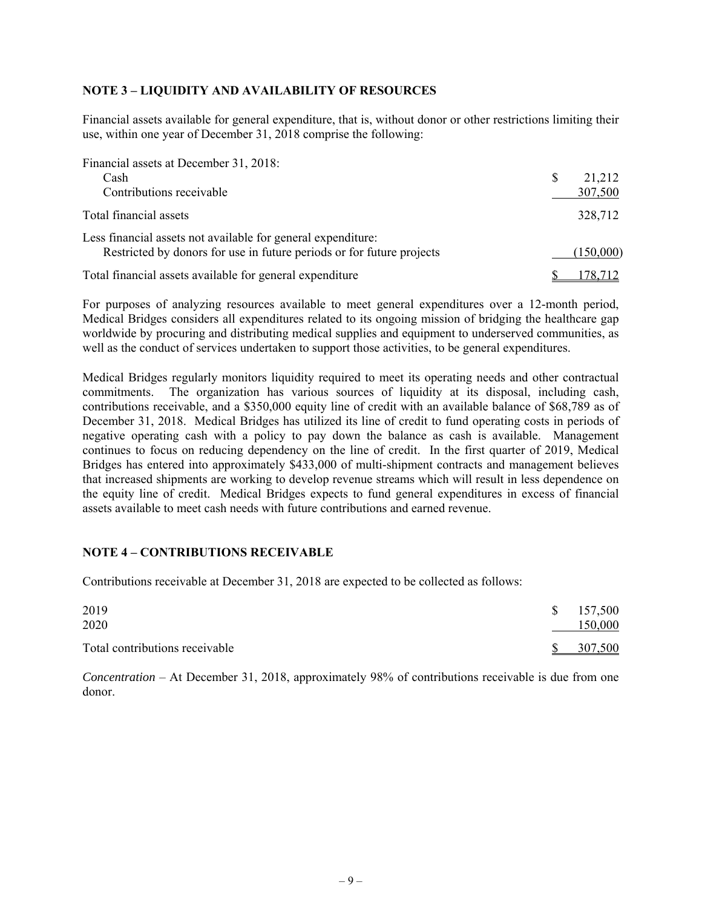## NOTE 3 – LIQUIDITY AND AVAILABILITY OF RESOURCES

Financial assets available for general expenditure, that is, without donor or other restrictions limiting their use, within one year of December 31, 2018 comprise the following:

| | |
|---|---|
| Financial assets at December 31, 2018: | |
| Cash | $ 21,212 |
| Contributions receivable | 307,500 |
| Total financial assets | 328,712 |
| Less financial assets not available for general expenditure: | |
| Restricted by donors for use in future periods or for future projects | (150,000) |
| Total financial assets available for general expenditure | $ 178,712 |

For purposes of analyzing resources available to meet general expenditures over a 12-month period, Medical Bridges considers all expenditures related to its ongoing mission of bridging the healthcare gap worldwide by procuring and distributing medical supplies and equipment to underserved communities, as well as the conduct of services undertaken to support those activities, to be general expenditures.

Medical Bridges regularly monitors liquidity required to meet its operating needs and other contractual commitments. The organization has various sources of liquidity at its disposal, including cash, contributions receivable, and a $350,000 equity line of credit with an available balance of $68,789 as of December 31, 2018. Medical Bridges has utilized its line of credit to fund operating costs in periods of negative operating cash with a policy to pay down the balance as cash is available. Management continues to focus on reducing dependency on the line of credit. In the first quarter of 2019, Medical Bridges has entered into approximately $433,000 of multi-shipment contracts and management believes that increased shipments are working to develop revenue streams which will result in less dependence on the equity line of credit. Medical Bridges expects to fund general expenditures in excess of financial assets available to meet cash needs with future contributions and earned revenue.

## NOTE 4 – CONTRIBUTIONS RECEIVABLE

Contributions receivable at December 31, 2018 are expected to be collected as follows:

| | |
|---|---|
| 2019 | $ 157,500 |
| 2020 | 150,000 |
| Total contributions receivable | $ 307,500 |

*Concentration* – At December 31, 2018, approximately 98% of contributions receivable is due from one donor.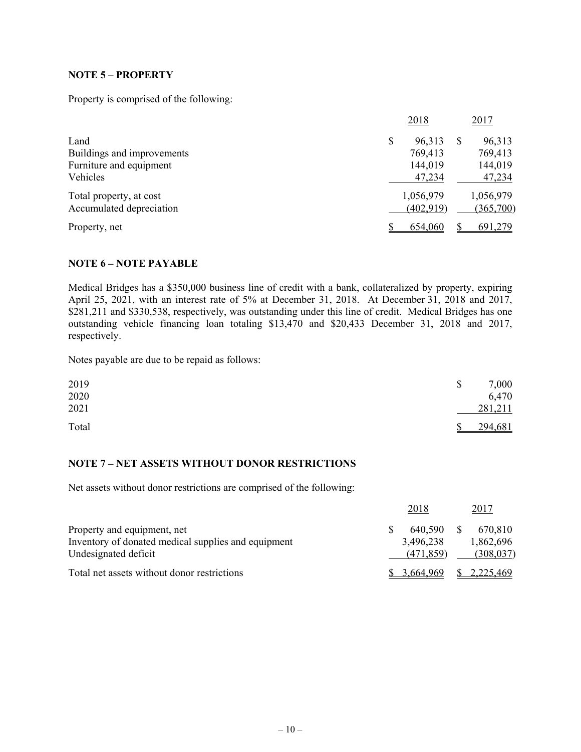### NOTE 5 – PROPERTY

Property is comprised of the following:

| | 2018 | 2017 |
|---|---|---|
| Land | $ 96,313 | $ 96,313 |
| Buildings and improvements | 769,413 | 769,413 |
| Furniture and equipment | 144,019 | 144,019 |
| Vehicles | 47,234 | 47,234 |
| Total property, at cost | 1,056,979 | 1,056,979 |
| Accumulated depreciation | (402,919) | (365,700) |
| Property, net | $ 654,060 | $ 691,279 |

### NOTE 6 – NOTE PAYABLE

Medical Bridges has a $350,000 business line of credit with a bank, collateralized by property, expiring April 25, 2021, with an interest rate of 5% at December 31, 2018. At December 31, 2018 and 2017, $281,211 and $330,538, respectively, was outstanding under this line of credit. Medical Bridges has one outstanding vehicle financing loan totaling $13,470 and $20,433 December 31, 2018 and 2017, respectively.

Notes payable are due to be repaid as follows:

| | |
|---|---|
| 2019 | $ 7,000 |
| 2020 | 6,470 |
| 2021 | 281,211 |
| Total | $ 294,681 |

### NOTE 7 – NET ASSETS WITHOUT DONOR RESTRICTIONS

Net assets without donor restrictions are comprised of the following:

| | 2018 | 2017 |
|---|---|---|
| Property and equipment, net | $ 640,590 | $ 670,810 |
| Inventory of donated medical supplies and equipment | 3,496,238 | 1,862,696 |
| Undesignated deficit | (471,859) | (308,037) |
| Total net assets without donor restrictions | $ 3,664,969 | $ 2,225,469 |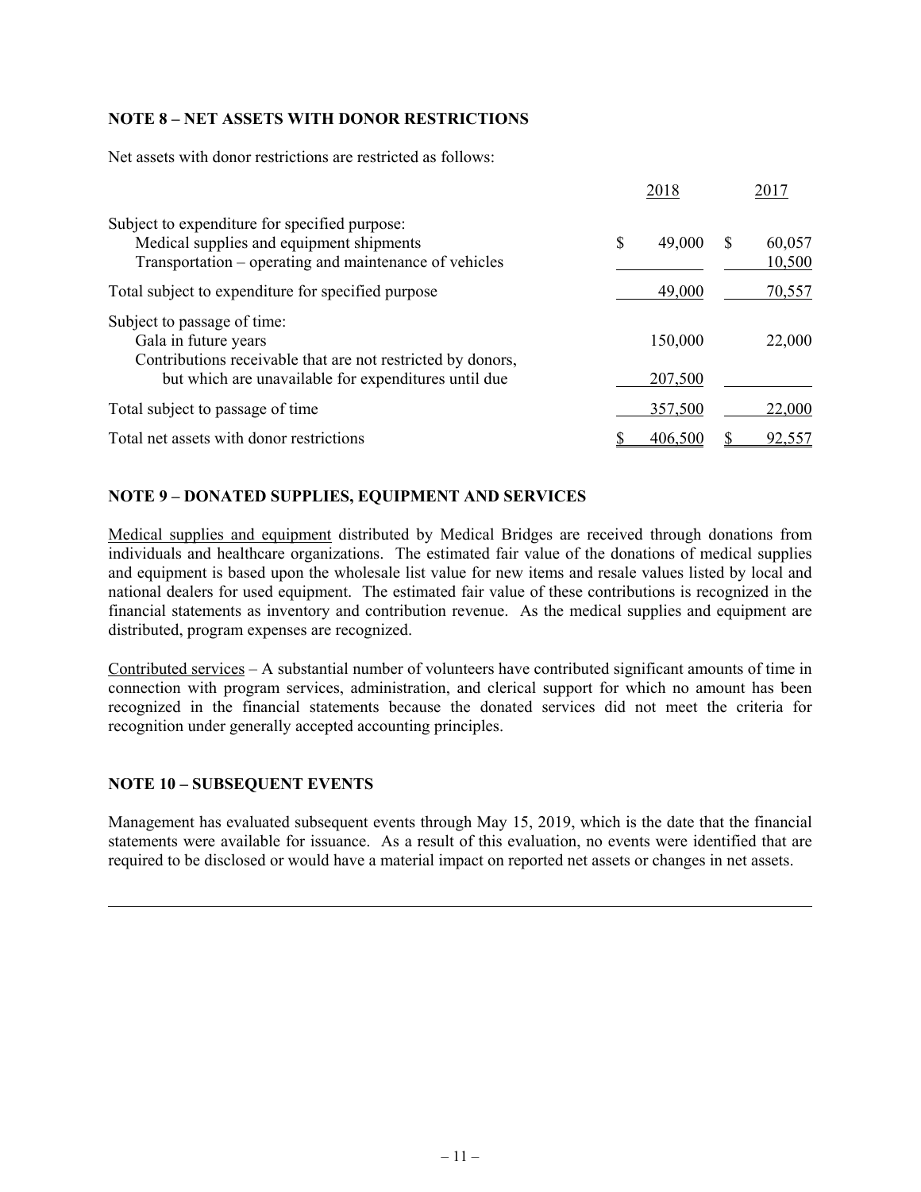**NOTE 8 – NET ASSETS WITH DONOR RESTRICTIONS**

Net assets with donor restrictions are restricted as follows:

| | 2018 | 2017 |
|---|---|---|
| Subject to expenditure for specified purpose: | | |
| Medical supplies and equipment shipments | $ 49,000 | $ 60,057 |
| Transportation – operating and maintenance of vehicles | | 10,500 |
| Total subject to expenditure for specified purpose | 49,000 | 70,557 |
| Subject to passage of time: | | |
| Gala in future years | 150,000 | 22,000 |
| Contributions receivable that are not restricted by donors, but which are unavailable for expenditures until due | 207,500 | |
| Total subject to passage of time | 357,500 | 22,000 |
| Total net assets with donor restrictions | $ 406,500 | $ 92,557 |

**NOTE 9 – DONATED SUPPLIES, EQUIPMENT AND SERVICES**

Medical supplies and equipment distributed by Medical Bridges are received through donations from individuals and healthcare organizations. The estimated fair value of the donations of medical supplies and equipment is based upon the wholesale list value for new items and resale values listed by local and national dealers for used equipment. The estimated fair value of these contributions is recognized in the financial statements as inventory and contribution revenue. As the medical supplies and equipment are distributed, program expenses are recognized.

Contributed services – A substantial number of volunteers have contributed significant amounts of time in connection with program services, administration, and clerical support for which no amount has been recognized in the financial statements because the donated services did not meet the criteria for recognition under generally accepted accounting principles.

**NOTE 10 – SUBSEQUENT EVENTS**

Management has evaluated subsequent events through May 15, 2019, which is the date that the financial statements were available for issuance. As a result of this evaluation, no events were identified that are required to be disclosed or would have a material impact on reported net assets or changes in net assets.